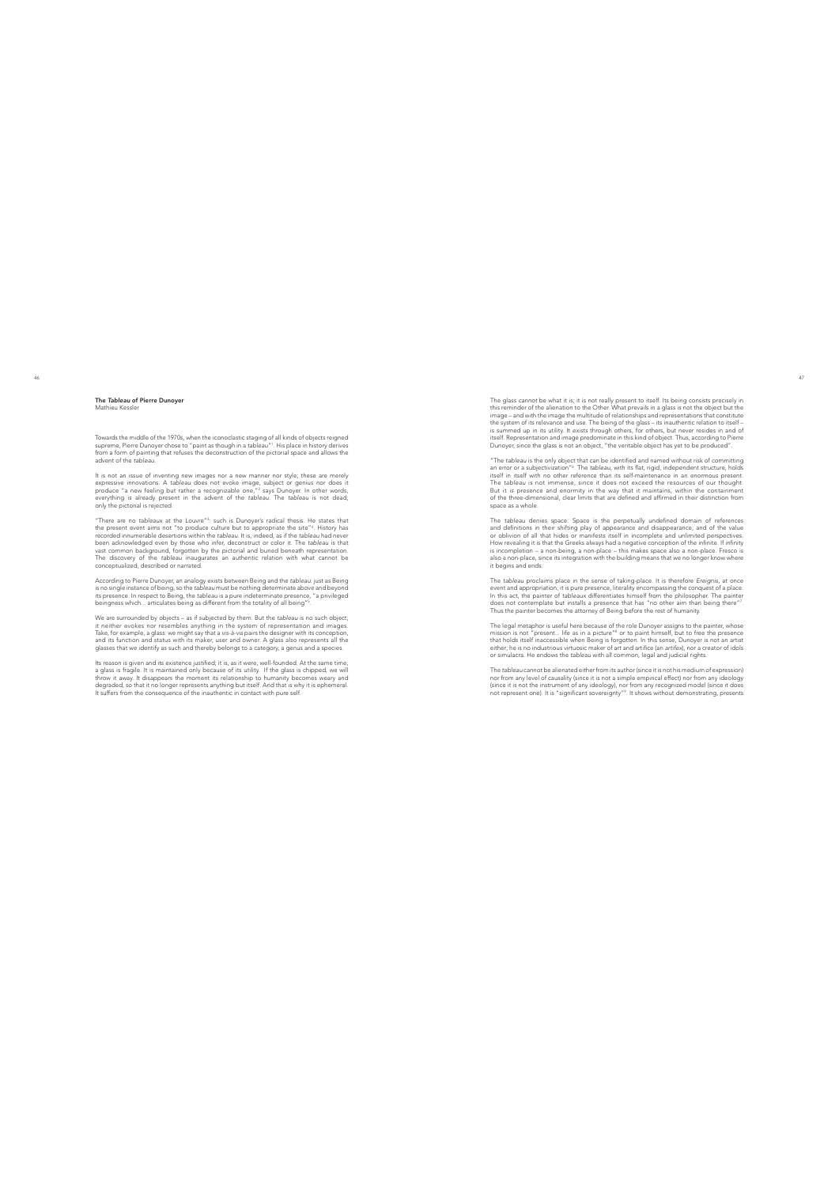## *The Tableau* of Pierre Dunoyer

Mathieu Kessler

Towards the middle of the 1970s, when the iconoclastic staging of all kinds of objects reigned supreme, Pierre Dunoyer chose to "paint as though in a *tableau*"[1]. His place in history derives from a form of painting that refuses the deconstruction of the pictorial space and allows the advent of the *tableau*.

It is not an issue of inventing new images nor a new manner nor style; these are merely expressive innovations. A *tableau* does not evoke image, subject or genius nor does it produce "a new feeling but rather a recognizable one,"[2] says Dunoyer. In other words, everything is already present in the advent of the *tableau*. The *tableau* is not dead; only the pictorial is rejected.

"There are no *tableaux* at the Louvre"[3]: such is Dunoyer's radical thesis. He states that the present event aims not "to produce culture but to appropriate the site"[4]. History has recorded innumerable desertions within the *tableau*. It is, indeed, as if the *tableau* had never been acknowledged even by those who infer, deconstruct or color it. The *tableau* is that vast common background, forgotten by the pictorial and buried beneath representation. The discovery of the *tableau* inaugurates an authentic relation with what cannot be conceptualized, described or narrated.

According to Pierre Dunoyer, an analogy exists between Being and the *tableau*: just as Being is no single instance of being, so the *tableau* must be nothing determinate above and beyond its presence. In respect to Being, the *tableau* is a pure indeterminate presence, "a privileged beingness which... articulates being as different from the totality of all being"[5].

We are surrounded by objects – as if subjected by them. But the *tableau* is no such object; it neither evokes nor resembles anything in the system of representation and images. Take, for example, a glass: we might say that a *vis-à-vis* pairs the designer with its conception, and its function and status with its maker, user and owner. A glass also represents all the glasses that we identify as such and thereby belongs to a category, a genus and a species.

Its reason is given and its existence justified; it is, as it were, well-founded. At the same time, a glass is fragile. It is maintained only because of its utility. If the glass is chipped, we will throw it away. It disappears the moment its relationship to humanity becomes weary and degraded, so that it no longer represents anything but itself. And that is why it is ephemeral. It suffers from the consequence of the inauthentic in contact with pure self.

The glass cannot be what it is; it is not really present to itself. Its being consists precisely in this reminder of the alienation to the Other. What prevails in a glass is not the object but the image – and with the image the multitude of relationships and representations that constitute the system of its relevance and use. The being of the glass – its inauthentic relation to itself – is summed up in its utility. It exists through others, for others, but never resides in and of itself. Representation and image predominate in this kind of object. Thus, according to Pierre Dunoyer, since the glass is not an object, "the veritable object has yet to be produced".

"The *tableau* is the only object that can be identified and named without risk of committing an error or a subjectivization"[6]. The *tableau*, with its flat, rigid, independent structure, holds itself in itself with no other reference than its self-maintenance in an enormous present. The *tableau* is not immense, since it does not exceed the resources of our thought. But it is presence and enormity in the way that it maintains, within the containment of the three-dimensional, clear limits that are defined and affirmed in their distinction from space as a whole.

The *tableau* denies space. Space is the perpetually undefined domain of references and definitions in their shifting play of appearance and disappearance; and of the value or oblivion of all that hides or manifests itself in incomplete and unlimited perspectives. How revealing it is that the Greeks always had a negative conception of the infinite. If infinity is incompletion – a non-being, a non-place – this makes space also a non-place. Fresco is also a non-place, since its integration with the building means that we no longer know where it begins and ends.

The *tableau* proclaims place in the sense of taking-place. It is therefore *Ereignis*, at once event and appropriation; it is pure presence, literality encompassing the conquest of a place. In this act, the painter of *tableaux* differentiates himself from the philosopher. The painter does not contemplate but installs a presence that has "no other aim than being there"[7]. Thus the painter becomes the attorney of Being before the rest of humanity.

The legal metaphor is useful here because of the role Dunoyer assigns to the painter, whose mission is not "present... life as in a picture"[8] or to paint himself, but to free the presence that holds itself inaccessible when Being is forgotten. In this sense, Dunoyer is not an artist either; he is no industrious virtuosic maker of art and artifice (an *artifex*), nor a creator of idols or simulacra. He endows the *tableau* with all common, legal and judicial rights.

The *tableau* cannot be alienated either from its author (since it is not his medium of expression) nor from any level of causality (since it is not a simple empirical effect) nor from any ideology (since it is not the instrument of any ideology), nor from any recognized model (since it does not represent one). It is "significant sovereignty"[9]. It shows without demonstrating, presents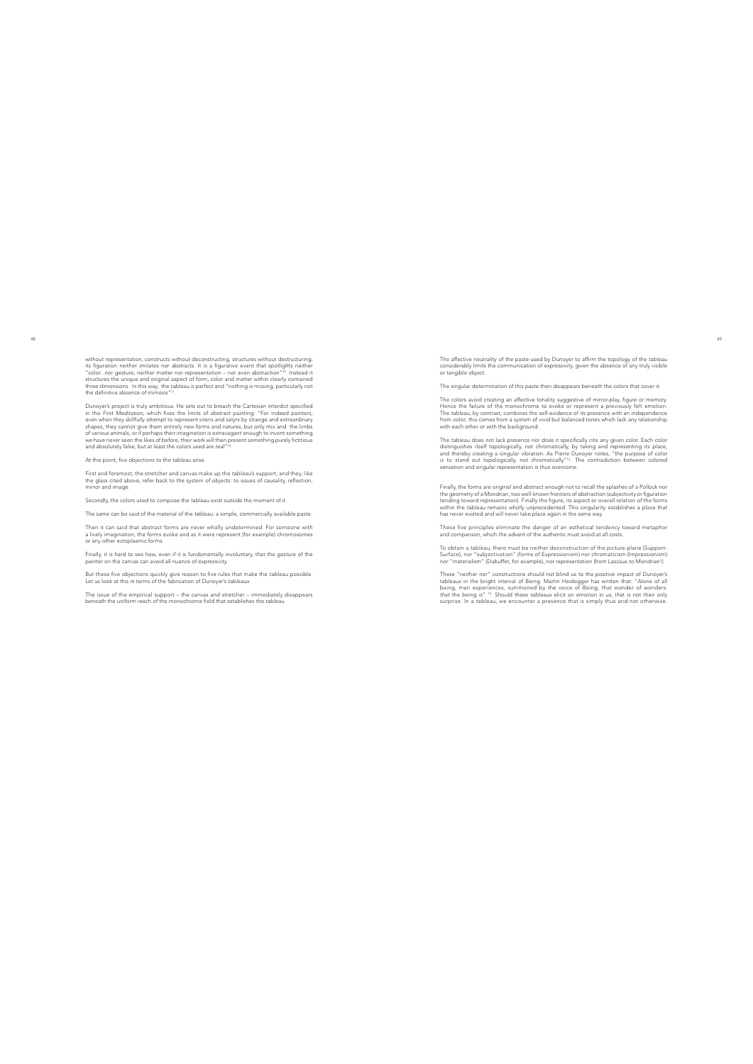without representation, constructs without deconstructing, structures without destructuring; its figuration neither imitates nor abstracts. It is a figurative event that spotlights neither "color...nor gesture, neither matter nor representation – nor even abstraction"[10]. Instead it structures the unique and original aspect of form, color and matter within clearly contained three dimensions. In this way, the *tableau* is perfect and "nothing is missing, particularly not the definitive absence of mimesis"[11].

Dunoyer's project is truly ambitious. He sets out to breach the Cartesian interdict specified in the *First Meditation*, which fixes the limits of abstract painting: "For indeed painters, even when they skillfully attempt to represent sirens and satyrs by strange and extraordinary shapes, they cannot give them entirely new forms and natures, but only mix and the limbs of various animals; or if perhaps their imagination is extravagant enough to invent something we have never seen the likes of before, their work will then present something purely fictitious and absolutely false, but at least the colors used are real"[12].

At this point, five objections to the *tableau* arise.

First and foremost, the stretcher and canvas make up the *tableau's* support, and they, like the glass cited above, refer back to the system of objects: to issues of causality, reflection, mirror and image.

Secondly, the colors used to compose the *tableau* exist outside the moment of it.

The same can be said of the material of the *tableau*: a simple, commercially available paste.

Then it can said that abstract forms are never wholly undetermined. For someone with a lively imagination, the forms evoke and as it were represent (for example) chromosomes or any other ectoplasmic forms.

Finally, it is hard to see how, even if it is fundamentally involuntary, that the gesture of the painter on the canvas can avoid all nuance of expressivity.

But these five objections quickly give reason to five rules that make the *tableau* possible. Let us look at this in terms of the fabrication of Dunoyer's *tableaux*.

The issue of the empirical support – the canvas and stretcher – immediately disappears beneath the uniform reach of the monochrome field that establishes the *tableau*.

The affective neutrality of the paste used by Dunoyer to affirm the topology of the *tableau* considerably limits the communication of expressivity, given the absence of any truly visible or tangible object.

The singular determination of this paste then disappears beneath the colors that cover it.

The colors avoid creating an affective tonality suggestive of mirror-play, figure or memory. Hence the failure of the monochrome to evoke or represent a previously felt emotion. The *tableau*, by contrast, combines the self-evidence of its presence with an independence from color; this comes from a system of vivid but balanced tones which lack any relationship with each other or with the background.

The *tableau* does not lack presence nor does it specifically cite any given color. Each color distinguishes itself topologically, not chromatically, by taking and representing its place, and thereby creating a singular vibration. As Pierre Dunoyer notes, "the purpose of color is to stand out topologically, not chromatically"[13]. The contradiction between colored sensation and singular representation is thus overcome.

Finally, the forms are original and abstract enough not to recall the splashes of a Pollock nor the geometry of a Mondrian, two well-known frontiers of abstraction (subjectivity or figuration tending toward representation). Finally the figure, its aspect or overall relation of the forms within the *tableau* remains wholly unprecedented. This singularity establishes a place that has never existed and will never take place again in the same way.

These five principles eliminate the danger of an esthetical tendency toward metaphor and comparison, which the advent of the authentic must avoid at all costs.

To obtain a *tableau*, there must be neither deconstruction of the picture-plane (Support-Surface), nor "subjectivation" (forms of Expressionism) nor chromaticism (Impressionism) nor "materialism" (Dubuffet, for example), nor representation (from Lascaux to Mondrian!)

These "neither nor" constructions should not blind us to the positive impact of Dunoyer's tableaux in the bright interval of Being. Martin Heidegger has written that: "Alone of all being, man experiences, summoned by the voice of Being, that wonder of wonders: *that* the being *is*" [14]. Should these *tableaux* elicit an emotion in us, that is not their only surprise. In a *tableau*, we encounter a presence that is simply thus and not otherwise.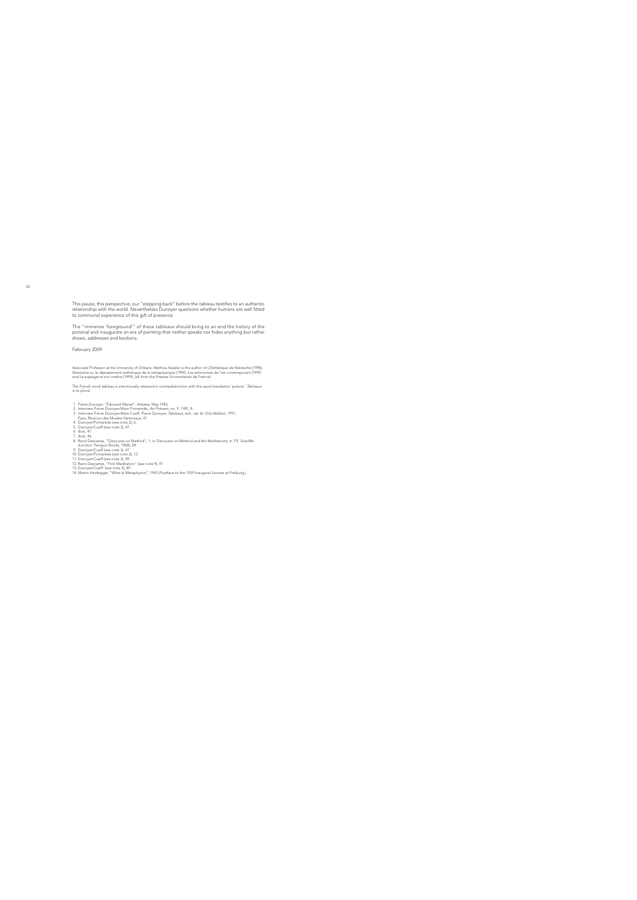This pause, this perspective, our "stepping back" before the tableau testifies to an authentic relationship with the world. Nevertheless Dunoyer questions whether humans are well fitted to communal experience of this gift of presence.

The "immense 'foreground'" of these *tableaux* should bring to an end the history of the pictorial and inaugurate an era of painting that neither speaks nor hides anything but rather shows, addresses and beckons.

February 2009

Associate Professor at the University of Orléans, Mathieu Kessler is the author of *L'Esthétique de Nietzsche* (1998), *Nietzsche ou le dépassement esthétique de la métaphysique* (1999), *Les antinomies de l'art contemporain* (1999) and *Le paysage et son ombre* (1999), (all from the Presses Universitaires de France).

The French word tableau is intentionally retained in contradistinction with the usual translation 'picture'. *Tableaux* is its plural.

1. Pierre Dunoyer, "Édouard Manet", *Artistes*, May 1983.
2. Interview Pierre Dunoyer/Alain Pomarède, *Art Présent*, no. 9, 1981, 8.
3. Interview Pierre Dunoyer/Alain Cueff, *Pierre Dunoyer, Tableaux*, exh. cat. (tr. Gila Walker), 1991, Paris, Réunion des Musées Nationaux, 47.
4. Dunoyer/Pomarède (see note 2), 6.
5. Dunoyer/Cueff (see note 3), 47.
6. *Ibid.*, 47.
7. *Ibid.*, 46.
8. René Descartes, "Discourse on Method", 1, in *Discourse on Method and the Meditations*, tr. F.E. Sutcliffe (London: Penguin Books, 1968), 28.
9. Dunoyer/Cueff (see note 3), 47.
10. Dunoyer/Pomarède (see note 2), 12.
11. Dunoyer/Cueff (see note 3), 49.
12. René Descartes, "First Meditation" (see note 9), 97.
13. Dunoyer/Cueff (see note 3), 49.
14. Martin Heidegger, "What Is Metaphysics", 1943 (Postface to the 1929 Inaugural Lecture at Freiburg).